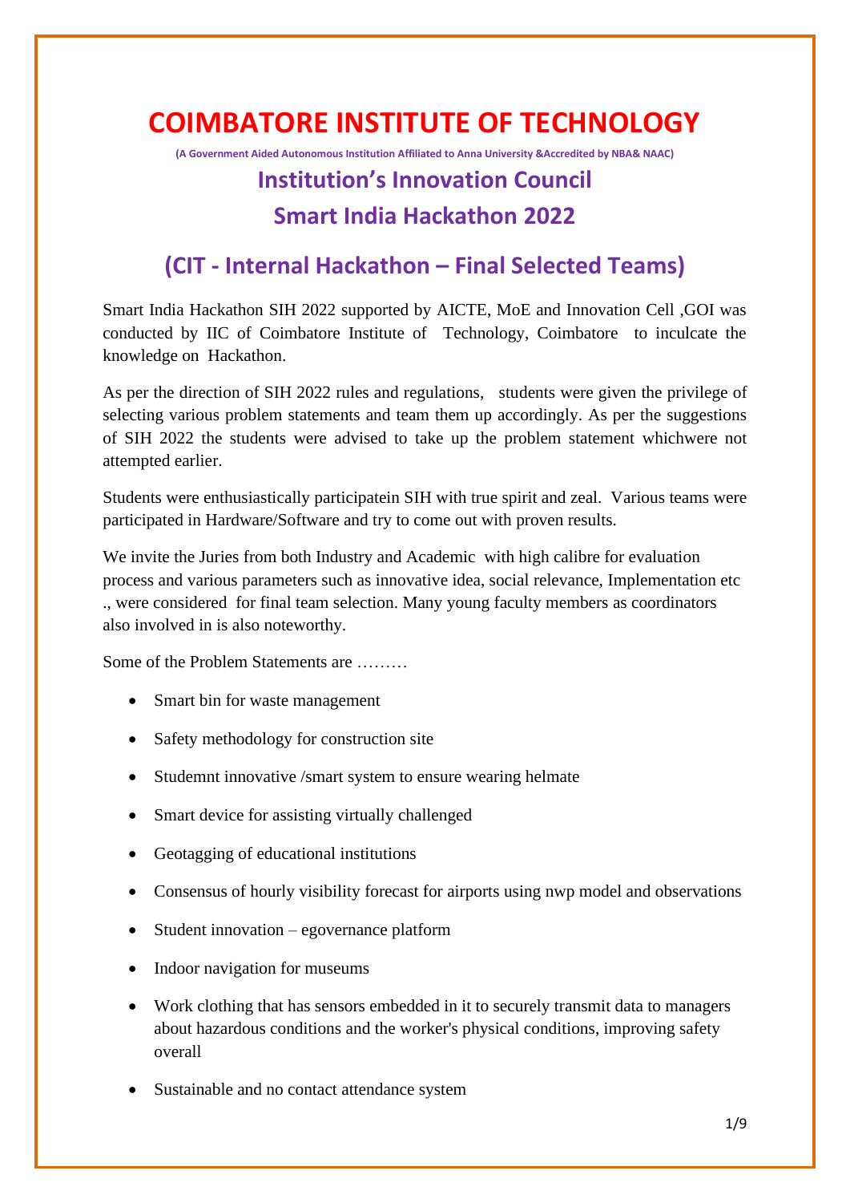# COIMBATORE INSTITUTE OF TECHNOLOGY

**(A Government Aided Autonomous Institution Affiliated to Anna University &Accredited by NBA& NAAC)**

## Institution's Innovation Council

## Smart India Hackathon 2022

## (CIT - Internal Hackathon – Final Selected Teams)

Smart India Hackathon SIH 2022 supported by AICTE, MoE and Innovation Cell ,GOI was conducted by IIC of Coimbatore Institute of Technology, Coimbatore to inculcate the knowledge on Hackathon.

As per the direction of SIH 2022 rules and regulations, students were given the privilege of selecting various problem statements and team them up accordingly. As per the suggestions of SIH 2022 the students were advised to take up the problem statement whichwere not attempted earlier.

Students were enthusiastically participatein SIH with true spirit and zeal. Various teams were participated in Hardware/Software and try to come out with proven results.

We invite the Juries from both Industry and Academic with high calibre for evaluation process and various parameters such as innovative idea, social relevance, Implementation etc ., were considered for final team selection. Many young faculty members as coordinators also involved in is also noteworthy.

Some of the Problem Statements are ………

- Smart bin for waste management
- Safety methodology for construction site
- Studemnt innovative /smart system to ensure wearing helmate
- Smart device for assisting virtually challenged
- Geotagging of educational institutions
- Consensus of hourly visibility forecast for airports using nwp model and observations
- Student innovation – egovernance platform
- Indoor navigation for museums
- Work clothing that has sensors embedded in it to securely transmit data to managers about hazardous conditions and the worker's physical conditions, improving safety overall
- Sustainable and no contact attendance system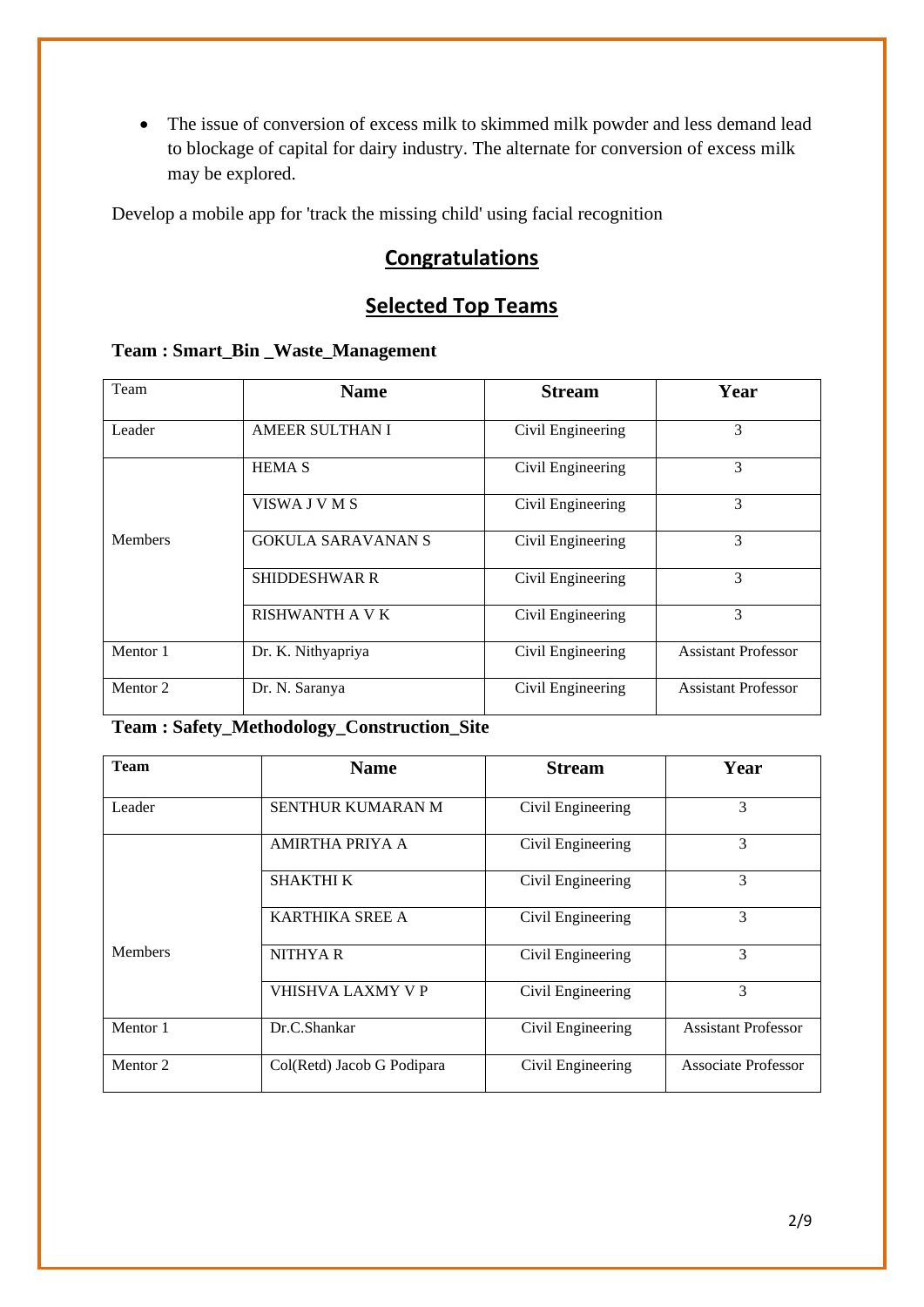- The issue of conversion of excess milk to skimmed milk powder and less demand lead to blockage of capital for dairy industry. The alternate for conversion of excess milk may be explored.

Develop a mobile app for 'track the missing child' using facial recognition

## Congratulations

## Selected Top Teams

**Team : Smart_Bin _Waste_Management**

| Team | Name | Stream | Year |
|---|---|---|---|
| Leader | AMEER SULTHAN I | Civil Engineering | 3 |
| Members | HEMA S | Civil Engineering | 3 |
| | VISWA J V M S | Civil Engineering | 3 |
| | GOKULA SARAVANAN S | Civil Engineering | 3 |
| | SHIDDESHWAR R | Civil Engineering | 3 |
| | RISHWANTH A V K | Civil Engineering | 3 |
| Mentor 1 | Dr. K. Nithyapriya | Civil Engineering | Assistant Professor |
| Mentor 2 | Dr. N. Saranya | Civil Engineering | Assistant Professor |

**Team : Safety_Methodology_Construction_Site**

| Team | Name | Stream | Year |
|---|---|---|---|
| Leader | SENTHUR KUMARAN M | Civil Engineering | 3 |
| Members | AMIRTHA PRIYA A | Civil Engineering | 3 |
| | SHAKTHI K | Civil Engineering | 3 |
| | KARTHIKA SREE A | Civil Engineering | 3 |
| | NITHYA R | Civil Engineering | 3 |
| | VHISHVA LAXMY V P | Civil Engineering | 3 |
| Mentor 1 | Dr.C.Shankar | Civil Engineering | Assistant Professor |
| Mentor 2 | Col(Retd) Jacob G Podipara | Civil Engineering | Associate Professor |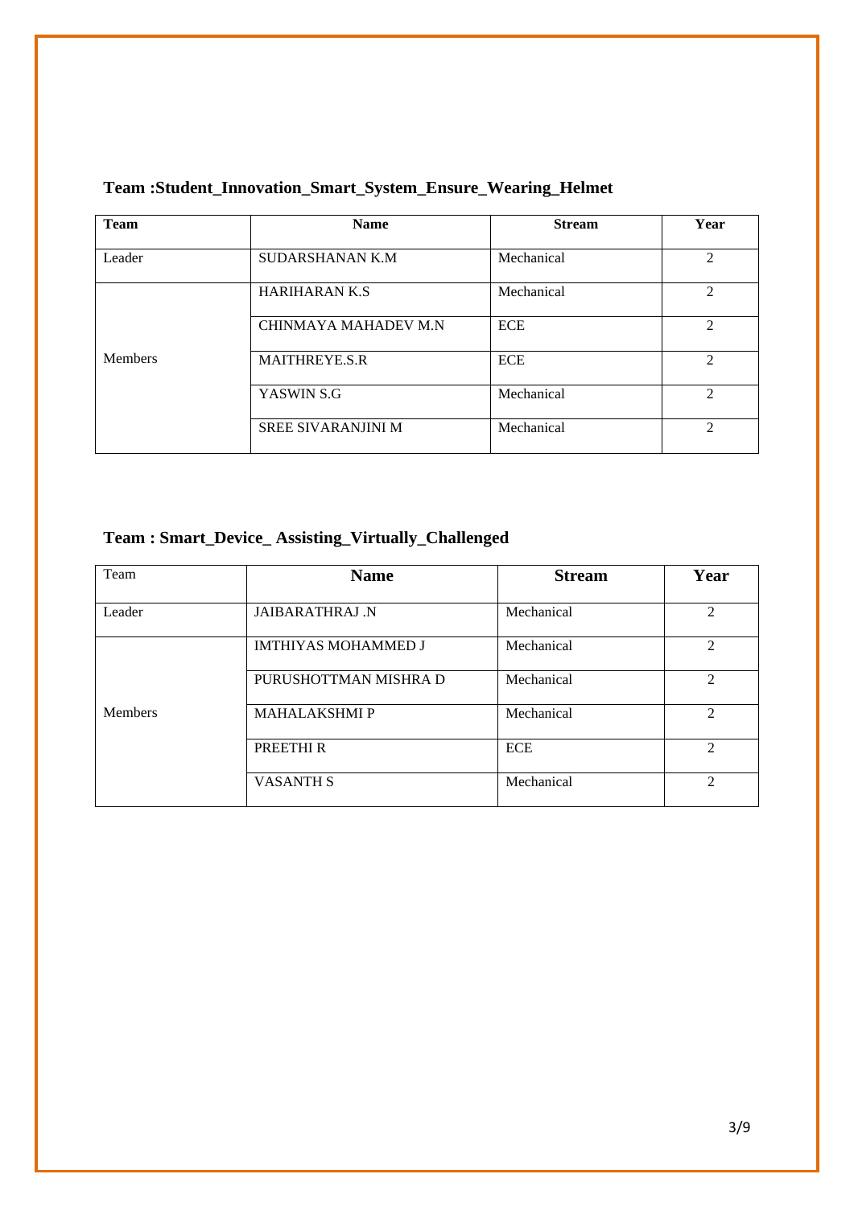## Team :Student_Innovation_Smart_System_Ensure_Wearing_Helmet

| Team | Name | Stream | Year |
|---|---|---|---|
| Leader | SUDARSHANAN K.M | Mechanical | 2 |
| Members | HARIHARAN K.S | Mechanical | 2 |
| | CHINMAYA MAHADEV M.N | ECE | 2 |
| | MAITHREYE.S.R | ECE | 2 |
| | YASWIN S.G | Mechanical | 2 |
| | SREE SIVARANJINI M | Mechanical | 2 |

## Team : Smart_Device_ Assisting_Virtually_Challenged

| Team | Name | Stream | Year |
|---|---|---|---|
| Leader | JAIBARATHRAJ .N | Mechanical | 2 |
| Members | IMTHIYAS MOHAMMED J | Mechanical | 2 |
| | PURUSHOTTMAN MISHRA D | Mechanical | 2 |
| | MAHALAKSHMI P | Mechanical | 2 |
| | PREETHI R | ECE | 2 |
| | VASANTH S | Mechanical | 2 |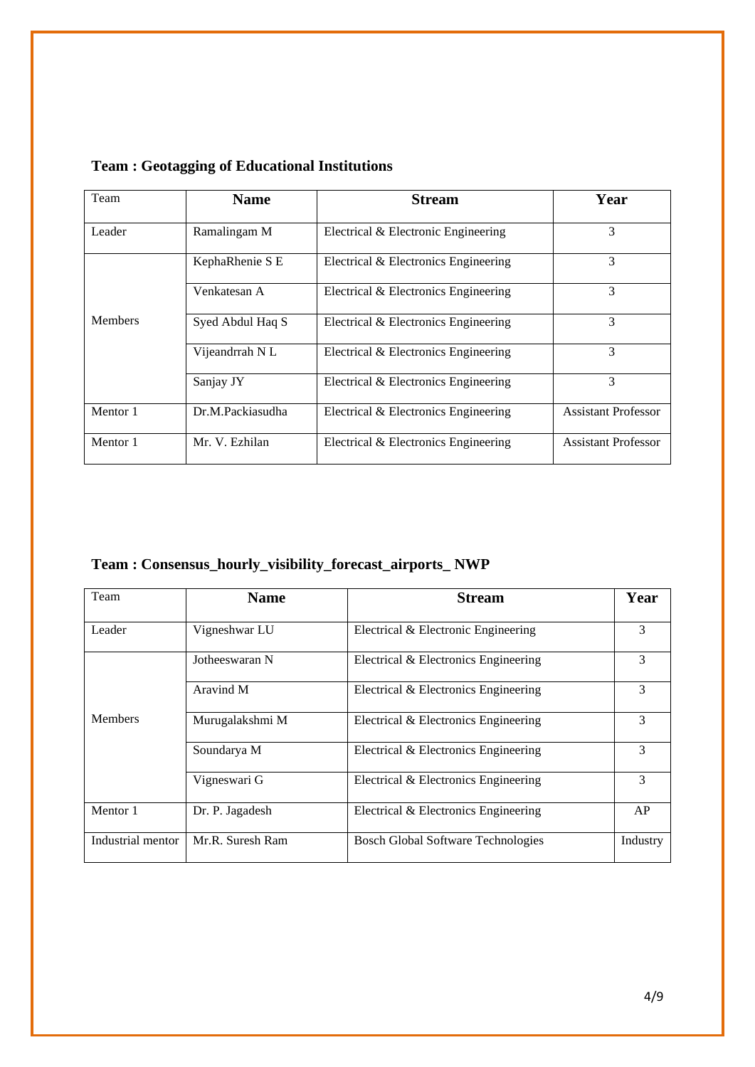**Team : Geotagging of Educational Institutions**

| Team | Name | Stream | Year |
|---|---|---|---|
| Leader | Ramalingam M | Electrical & Electronic Engineering | 3 |
| Members | KephaRhenie S E | Electrical & Electronics Engineering | 3 |
| | Venkatesan A | Electrical & Electronics Engineering | 3 |
| | Syed Abdul Haq S | Electrical & Electronics Engineering | 3 |
| | Vijeandrrah N L | Electrical & Electronics Engineering | 3 |
| | Sanjay JY | Electrical & Electronics Engineering | 3 |
| Mentor 1 | Dr.M.Packiasudha | Electrical & Electronics Engineering | Assistant Professor |
| Mentor 1 | Mr. V. Ezhilan | Electrical & Electronics Engineering | Assistant Professor |

**Team : Consensus_hourly_visibility_forecast_airports_ NWP**

| Team | Name | Stream | Year |
|---|---|---|---|
| Leader | Vigneshwar LU | Electrical & Electronic Engineering | 3 |
| Members | Jotheeswaran N | Electrical & Electronics Engineering | 3 |
| | Aravind M | Electrical & Electronics Engineering | 3 |
| | Murugalakshmi M | Electrical & Electronics Engineering | 3 |
| | Soundarya M | Electrical & Electronics Engineering | 3 |
| | Vigneswari G | Electrical & Electronics Engineering | 3 |
| Mentor 1 | Dr. P. Jagadesh | Electrical & Electronics Engineering | AP |
| Industrial mentor | Mr.R. Suresh Ram | Bosch Global Software Technologies | Industry |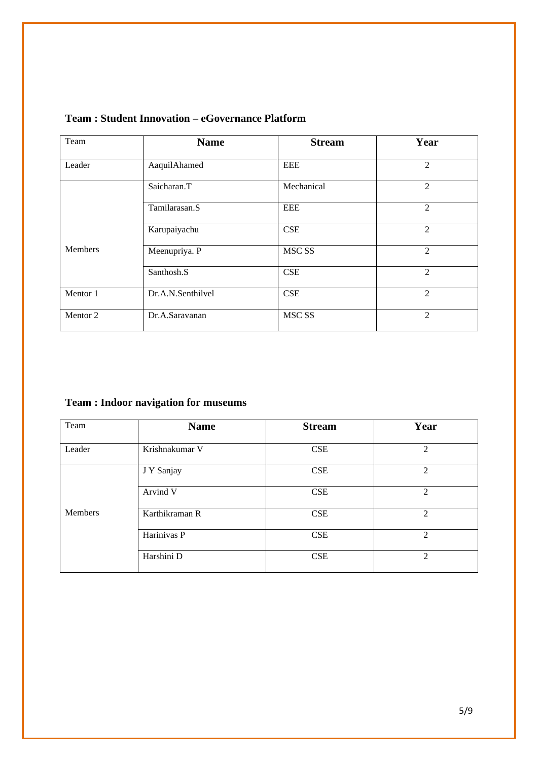**Team : Student Innovation – eGovernance Platform**

| Team | Name | Stream | Year |
|---|---|---|---|
| Leader | AaquilAhamed | EEE | 2 |
| Members | Saicharan.T | Mechanical | 2 |
| | Tamilarasan.S | EEE | 2 |
| | Karupaiyachu | CSE | 2 |
| | Meenupriya. P | MSC SS | 2 |
| | Santhosh.S | CSE | 2 |
| Mentor 1 | Dr.A.N.Senthilvel | CSE | 2 |
| Mentor 2 | Dr.A.Saravanan | MSC SS | 2 |

**Team : Indoor navigation for museums**

| Team | Name | Stream | Year |
|---|---|---|---|
| Leader | Krishnakumar V | CSE | 2 |
| Members | J Y Sanjay | CSE | 2 |
| | Arvind V | CSE | 2 |
| | Karthikraman R | CSE | 2 |
| | Harinivas P | CSE | 2 |
| | Harshini D | CSE | 2 |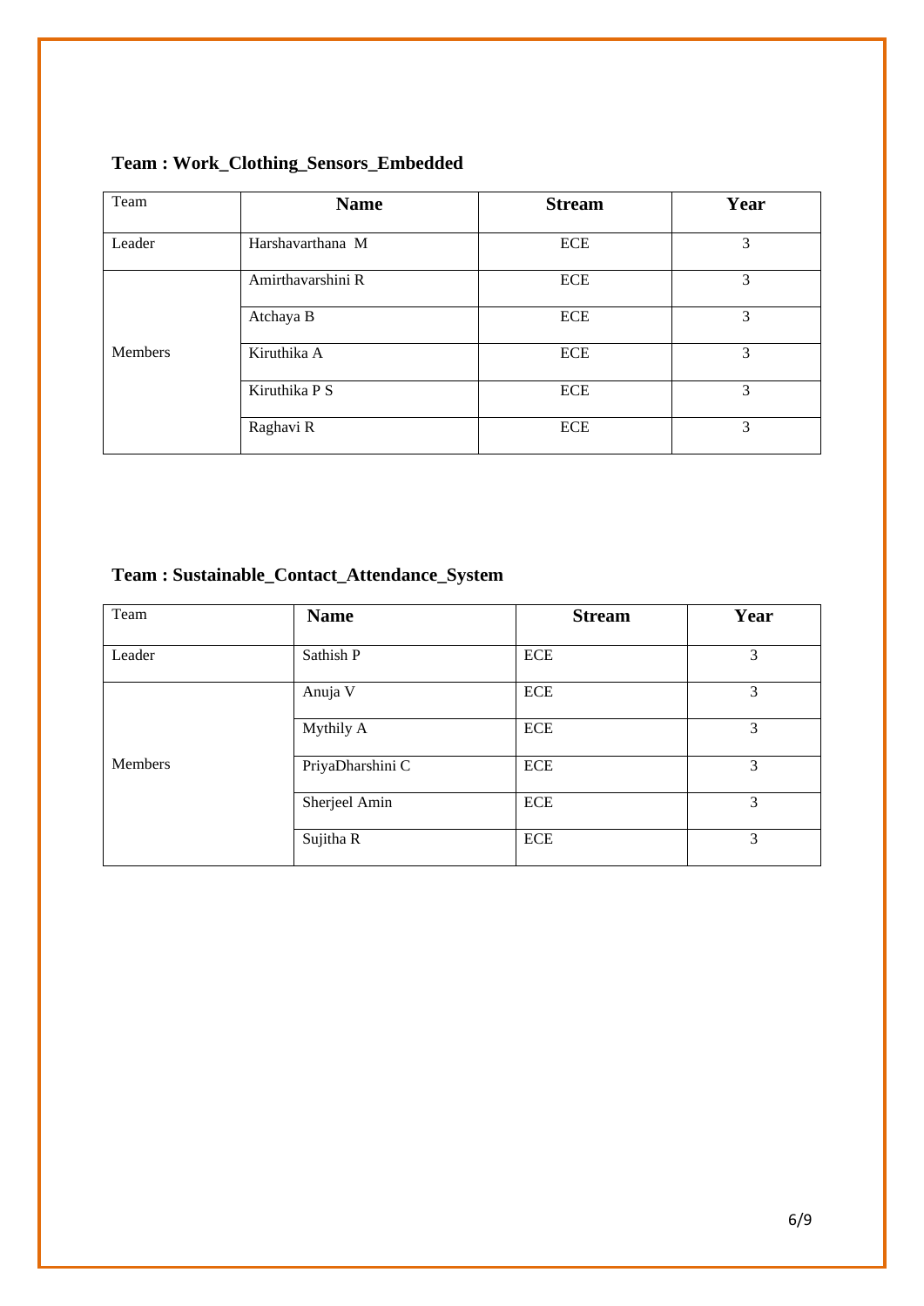**Team : Work_Clothing_Sensors_Embedded**

| Team | Name | Stream | Year |
|---|---|---|---|
| Leader | Harshavarthana M | ECE | 3 |
| Members | Amirthavarshini R | ECE | 3 |
| | Atchaya B | ECE | 3 |
| | Kiruthika A | ECE | 3 |
| | Kiruthika P S | ECE | 3 |
| | Raghavi R | ECE | 3 |

**Team : Sustainable_Contact_Attendance_System**

| Team | Name | Stream | Year |
|---|---|---|---|
| Leader | Sathish P | ECE | 3 |
| Members | Anuja V | ECE | 3 |
| | Mythily A | ECE | 3 |
| | PriyaDharshini C | ECE | 3 |
| | Sherjeel Amin | ECE | 3 |
| | Sujitha R | ECE | 3 |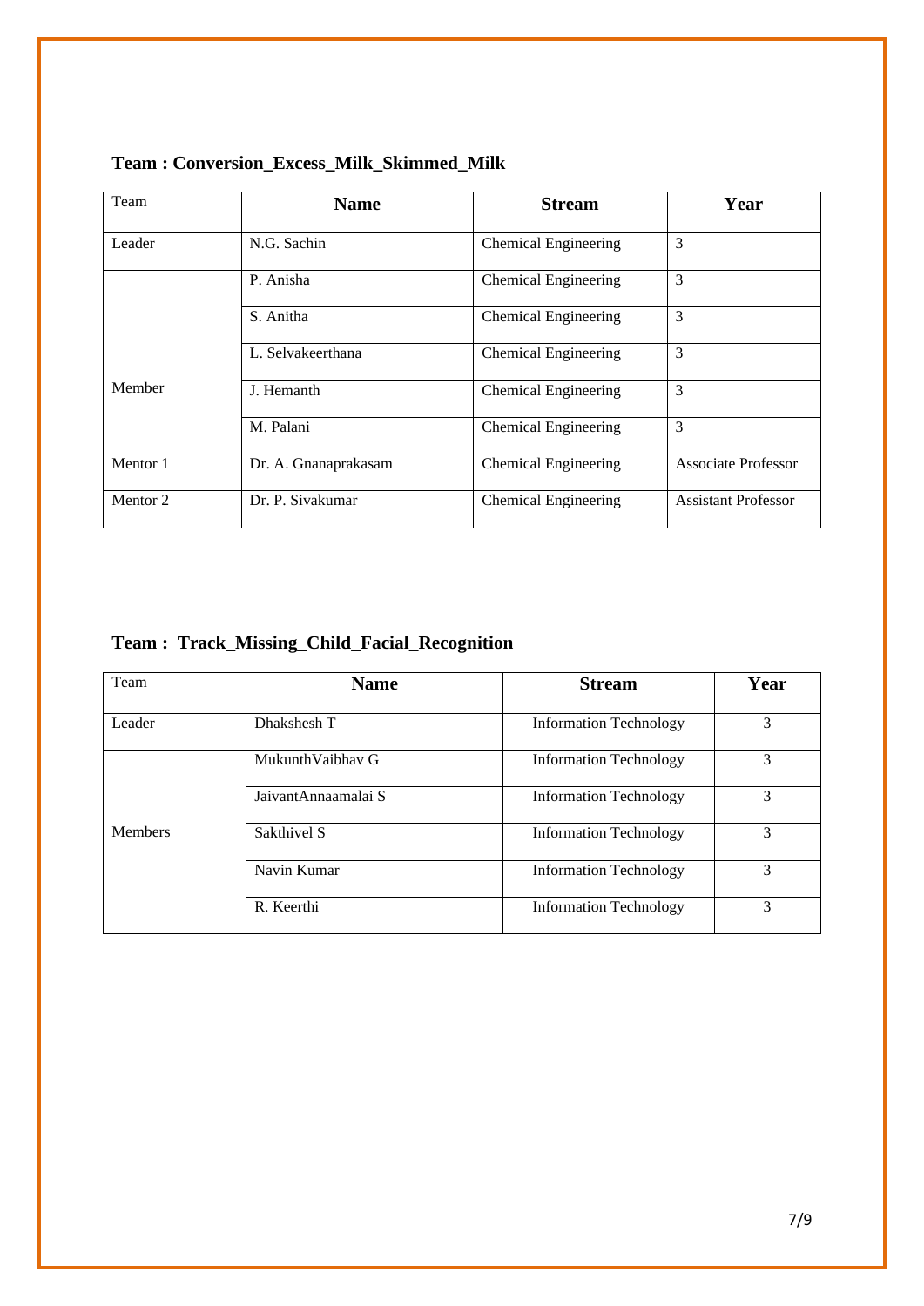**Team : Conversion_Excess_Milk_Skimmed_Milk**

| Team | Name | Stream | Year |
|---|---|---|---|
| Leader | N.G. Sachin | Chemical Engineering | 3 |
| Member | P. Anisha | Chemical Engineering | 3 |
| | S. Anitha | Chemical Engineering | 3 |
| | L. Selvakeerthana | Chemical Engineering | 3 |
| | J. Hemanth | Chemical Engineering | 3 |
| | M. Palani | Chemical Engineering | 3 |
| Mentor 1 | Dr. A. Gnanaprakasam | Chemical Engineering | Associate Professor |
| Mentor 2 | Dr. P. Sivakumar | Chemical Engineering | Assistant Professor |

**Team : Track_Missing_Child_Facial_Recognition**

| Team | Name | Stream | Year |
|---|---|---|---|
| Leader | Dhakshesh T | Information Technology | 3 |
| Members | MukunthVaibhav G | Information Technology | 3 |
| | JaivantAnnaamalai S | Information Technology | 3 |
| | Sakthivel S | Information Technology | 3 |
| | Navin Kumar | Information Technology | 3 |
| | R. Keerthi | Information Technology | 3 |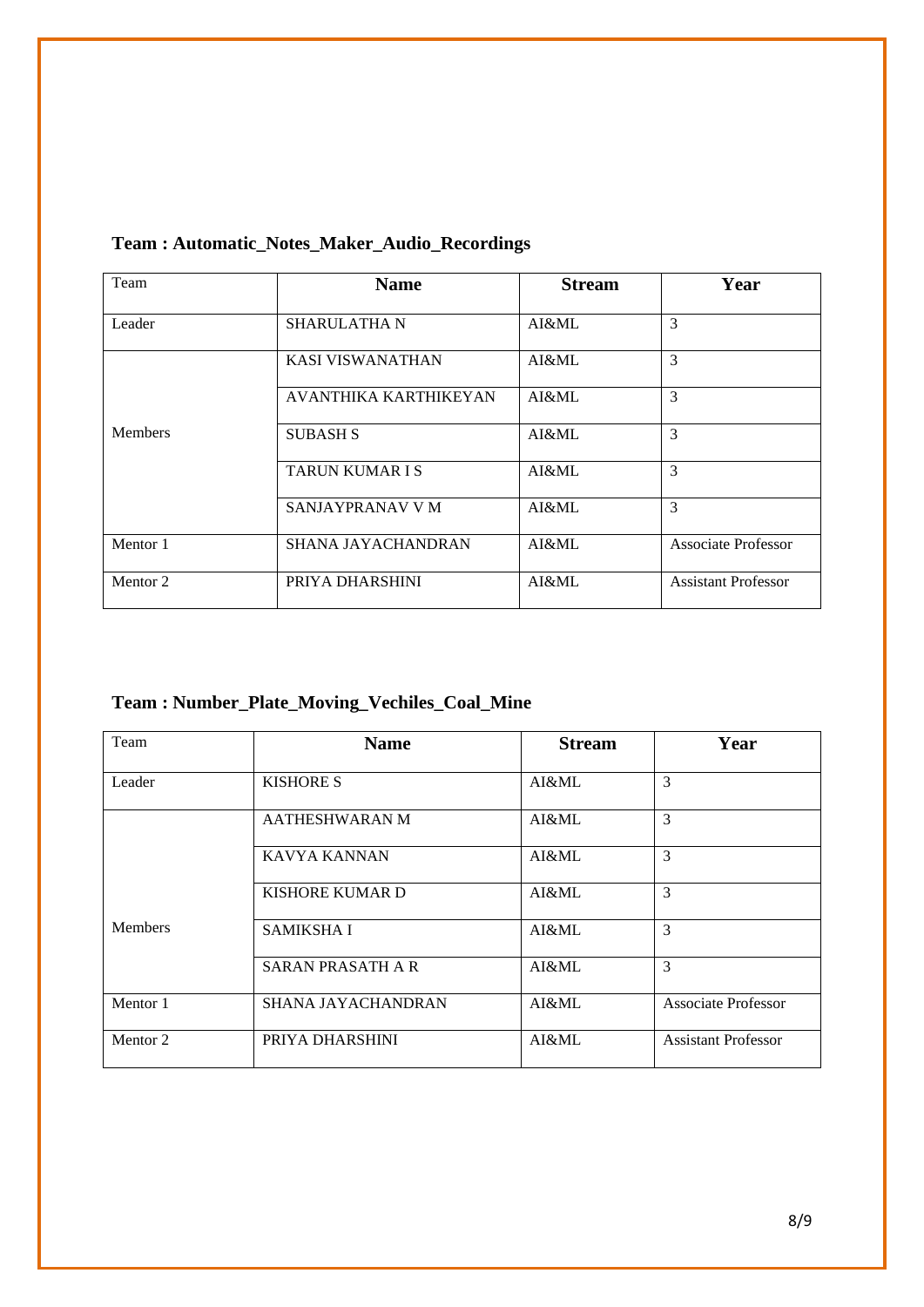## Team : Automatic_Notes_Maker_Audio_Recordings

| Team | Name | Stream | Year |
|---|---|---|---|
| Leader | SHARULATHA N | AI&ML | 3 |
| Members | KASI VISWANATHAN | AI&ML | 3 |
| | AVANTHIKA KARTHIKEYAN | AI&ML | 3 |
| | SUBASH S | AI&ML | 3 |
| | TARUN KUMAR I S | AI&ML | 3 |
| | SANJAYPRANAV V M | AI&ML | 3 |
| Mentor 1 | SHANA JAYACHANDRAN | AI&ML | Associate Professor |
| Mentor 2 | PRIYA DHARSHINI | AI&ML | Assistant Professor |

## Team : Number_Plate_Moving_Vechiles_Coal_Mine

| Team | Name | Stream | Year |
|---|---|---|---|
| Leader | KISHORE S | AI&ML | 3 |
| Members | AATHESHWARAN M | AI&ML | 3 |
| | KAVYA KANNAN | AI&ML | 3 |
| | KISHORE KUMAR D | AI&ML | 3 |
| | SAMIKSHA I | AI&ML | 3 |
| | SARAN PRASATH A R | AI&ML | 3 |
| Mentor 1 | SHANA JAYACHANDRAN | AI&ML | Associate Professor |
| Mentor 2 | PRIYA DHARSHINI | AI&ML | Assistant Professor |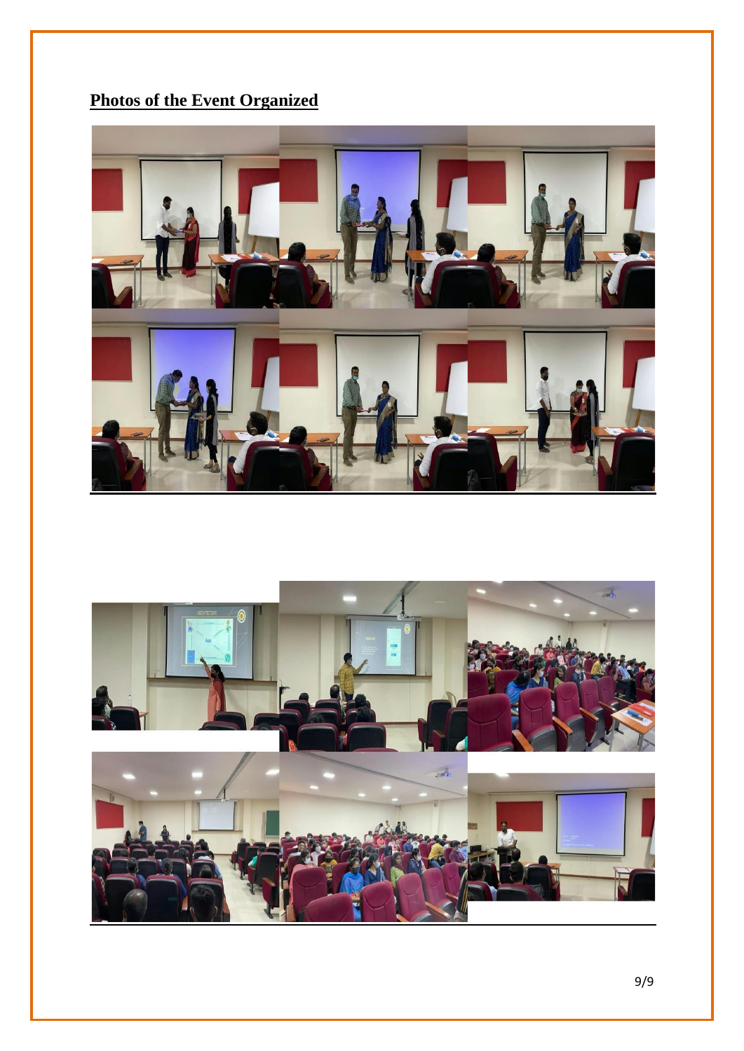## Photos of the Event Organized